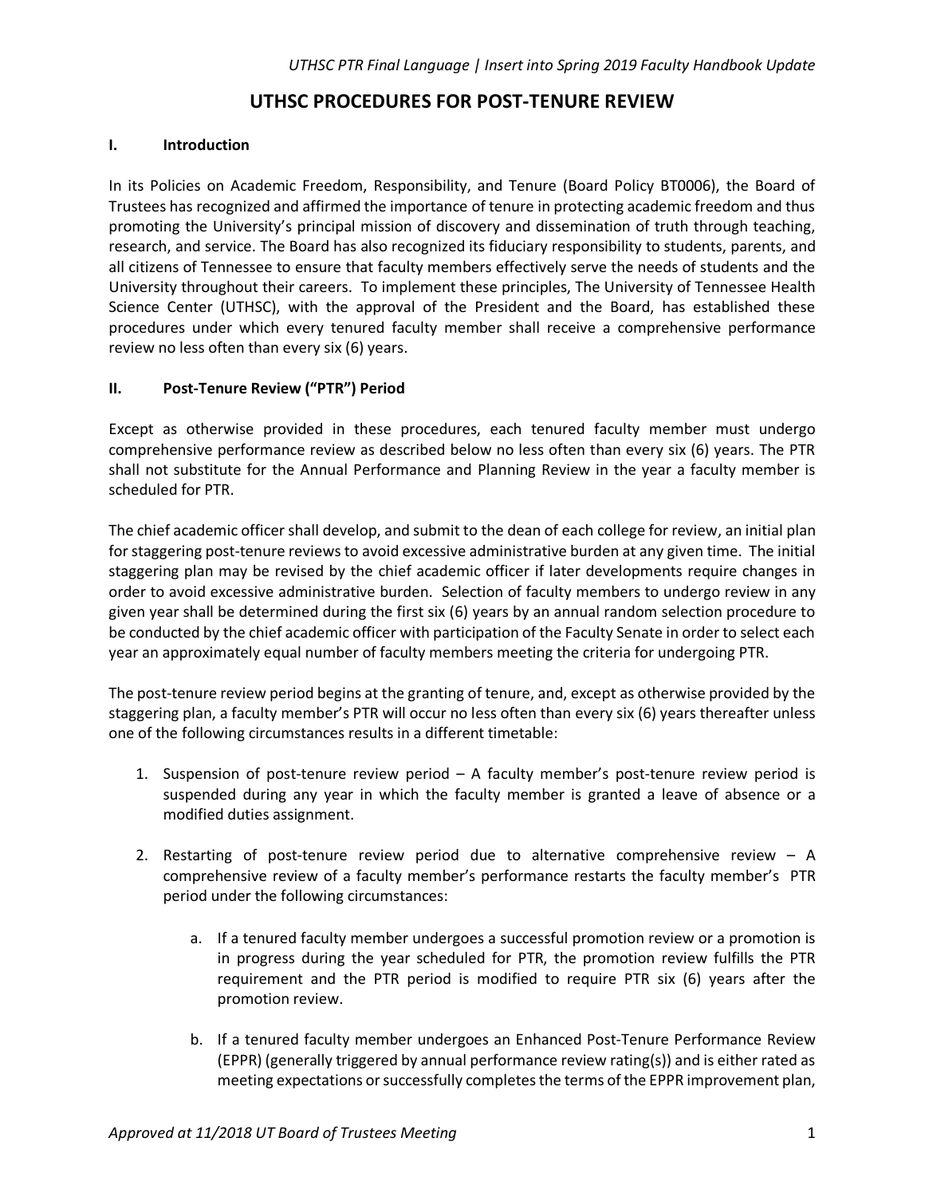# UTHSC PROCEDURES FOR POST-TENURE REVIEW

## I. Introduction

In its Policies on Academic Freedom, Responsibility, and Tenure (Board Policy BT0006), the Board of Trustees has recognized and affirmed the importance of tenure in protecting academic freedom and thus promoting the University's principal mission of discovery and dissemination of truth through teaching, research, and service. The Board has also recognized its fiduciary responsibility to students, parents, and all citizens of Tennessee to ensure that faculty members effectively serve the needs of students and the University throughout their careers. To implement these principles, The University of Tennessee Health Science Center (UTHSC), with the approval of the President and the Board, has established these procedures under which every tenured faculty member shall receive a comprehensive performance review no less often than every six (6) years.

## II. Post-Tenure Review ("PTR") Period

Except as otherwise provided in these procedures, each tenured faculty member must undergo comprehensive performance review as described below no less often than every six (6) years. The PTR shall not substitute for the Annual Performance and Planning Review in the year a faculty member is scheduled for PTR.

The chief academic officer shall develop, and submit to the dean of each college for review, an initial plan for staggering post-tenure reviews to avoid excessive administrative burden at any given time. The initial staggering plan may be revised by the chief academic officer if later developments require changes in order to avoid excessive administrative burden. Selection of faculty members to undergo review in any given year shall be determined during the first six (6) years by an annual random selection procedure to be conducted by the chief academic officer with participation of the Faculty Senate in order to select each year an approximately equal number of faculty members meeting the criteria for undergoing PTR.

The post-tenure review period begins at the granting of tenure, and, except as otherwise provided by the staggering plan, a faculty member's PTR will occur no less often than every six (6) years thereafter unless one of the following circumstances results in a different timetable:

1. Suspension of post-tenure review period – A faculty member's post-tenure review period is suspended during any year in which the faculty member is granted a leave of absence or a modified duties assignment.

2. Restarting of post-tenure review period due to alternative comprehensive review – A comprehensive review of a faculty member's performance restarts the faculty member's PTR period under the following circumstances:

   a. If a tenured faculty member undergoes a successful promotion review or a promotion is in progress during the year scheduled for PTR, the promotion review fulfills the PTR requirement and the PTR period is modified to require PTR six (6) years after the promotion review.

   b. If a tenured faculty member undergoes an Enhanced Post-Tenure Performance Review (EPPR) (generally triggered by annual performance review rating(s)) and is either rated as meeting expectations or successfully completes the terms of the EPPR improvement plan,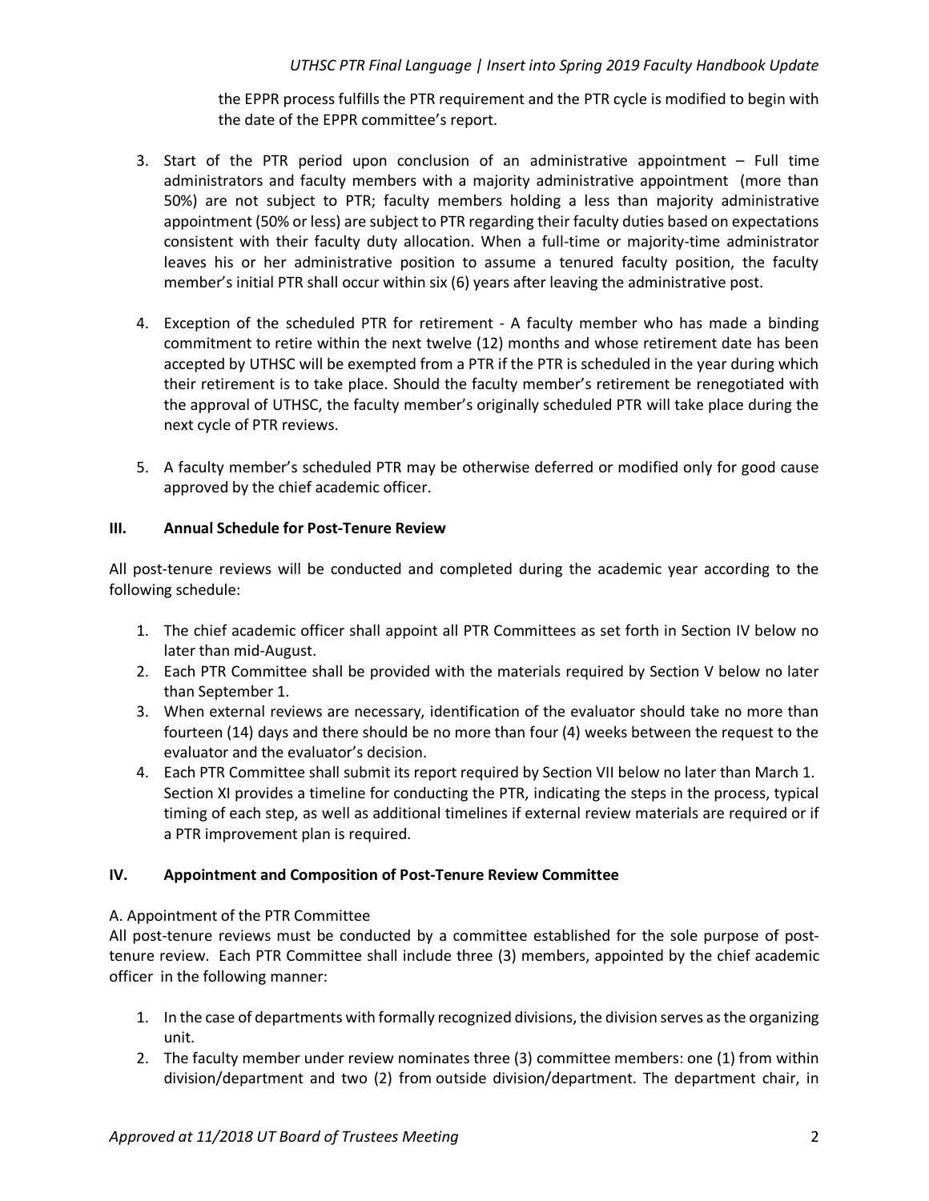the EPPR process fulfills the PTR requirement and the PTR cycle is modified to begin with the date of the EPPR committee's report.

3. Start of the PTR period upon conclusion of an administrative appointment – Full time administrators and faculty members with a majority administrative appointment (more than 50%) are not subject to PTR; faculty members holding a less than majority administrative appointment (50% or less) are subject to PTR regarding their faculty duties based on expectations consistent with their faculty duty allocation. When a full-time or majority-time administrator leaves his or her administrative position to assume a tenured faculty position, the faculty member's initial PTR shall occur within six (6) years after leaving the administrative post.

4. Exception of the scheduled PTR for retirement - A faculty member who has made a binding commitment to retire within the next twelve (12) months and whose retirement date has been accepted by UTHSC will be exempted from a PTR if the PTR is scheduled in the year during which their retirement is to take place. Should the faculty member's retirement be renegotiated with the approval of UTHSC, the faculty member's originally scheduled PTR will take place during the next cycle of PTR reviews.

5. A faculty member's scheduled PTR may be otherwise deferred or modified only for good cause approved by the chief academic officer.

## III. Annual Schedule for Post-Tenure Review

All post-tenure reviews will be conducted and completed during the academic year according to the following schedule:

1. The chief academic officer shall appoint all PTR Committees as set forth in Section IV below no later than mid-August.
2. Each PTR Committee shall be provided with the materials required by Section V below no later than September 1.
3. When external reviews are necessary, identification of the evaluator should take no more than fourteen (14) days and there should be no more than four (4) weeks between the request to the evaluator and the evaluator's decision.
4. Each PTR Committee shall submit its report required by Section VII below no later than March 1. Section XI provides a timeline for conducting the PTR, indicating the steps in the process, typical timing of each step, as well as additional timelines if external review materials are required or if a PTR improvement plan is required.

## IV. Appointment and Composition of Post-Tenure Review Committee

A. Appointment of the PTR Committee

All post-tenure reviews must be conducted by a committee established for the sole purpose of post-tenure review. Each PTR Committee shall include three (3) members, appointed by the chief academic officer in the following manner:

1. In the case of departments with formally recognized divisions, the division serves as the organizing unit.
2. The faculty member under review nominates three (3) committee members: one (1) from within division/department and two (2) from outside division/department. The department chair, in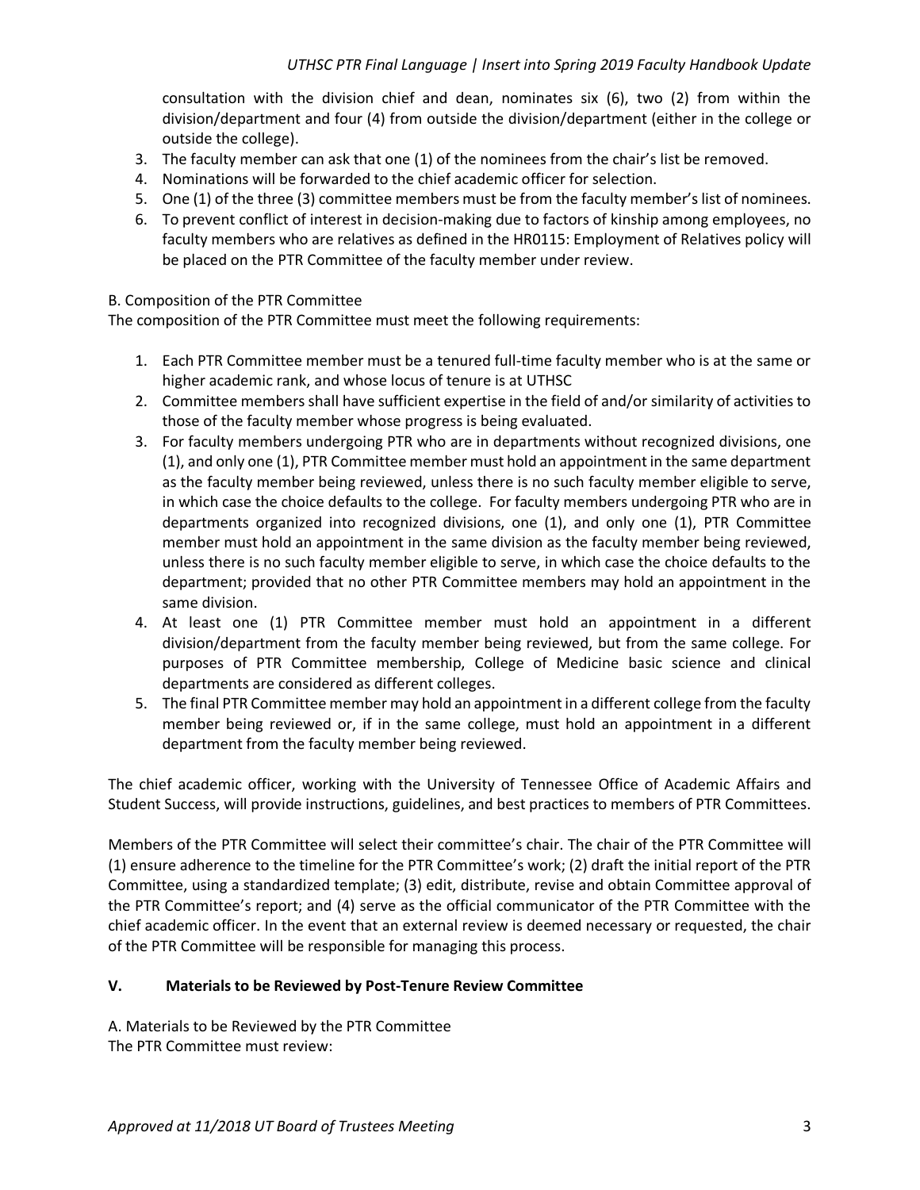consultation with the division chief and dean, nominates six (6), two (2) from within the division/department and four (4) from outside the division/department (either in the college or outside the college).

3. The faculty member can ask that one (1) of the nominees from the chair's list be removed.
4. Nominations will be forwarded to the chief academic officer for selection.
5. One (1) of the three (3) committee members must be from the faculty member's list of nominees.
6. To prevent conflict of interest in decision-making due to factors of kinship among employees, no faculty members who are relatives as defined in the HR0115: Employment of Relatives policy will be placed on the PTR Committee of the faculty member under review.

B. Composition of the PTR Committee

The composition of the PTR Committee must meet the following requirements:

1. Each PTR Committee member must be a tenured full-time faculty member who is at the same or higher academic rank, and whose locus of tenure is at UTHSC
2. Committee members shall have sufficient expertise in the field of and/or similarity of activities to those of the faculty member whose progress is being evaluated.
3. For faculty members undergoing PTR who are in departments without recognized divisions, one (1), and only one (1), PTR Committee member must hold an appointment in the same department as the faculty member being reviewed, unless there is no such faculty member eligible to serve, in which case the choice defaults to the college. For faculty members undergoing PTR who are in departments organized into recognized divisions, one (1), and only one (1), PTR Committee member must hold an appointment in the same division as the faculty member being reviewed, unless there is no such faculty member eligible to serve, in which case the choice defaults to the department; provided that no other PTR Committee members may hold an appointment in the same division.
4. At least one (1) PTR Committee member must hold an appointment in a different division/department from the faculty member being reviewed, but from the same college. For purposes of PTR Committee membership, College of Medicine basic science and clinical departments are considered as different colleges.
5. The final PTR Committee member may hold an appointment in a different college from the faculty member being reviewed or, if in the same college, must hold an appointment in a different department from the faculty member being reviewed.

The chief academic officer, working with the University of Tennessee Office of Academic Affairs and Student Success, will provide instructions, guidelines, and best practices to members of PTR Committees.

Members of the PTR Committee will select their committee's chair. The chair of the PTR Committee will (1) ensure adherence to the timeline for the PTR Committee's work; (2) draft the initial report of the PTR Committee, using a standardized template; (3) edit, distribute, revise and obtain Committee approval of the PTR Committee's report; and (4) serve as the official communicator of the PTR Committee with the chief academic officer. In the event that an external review is deemed necessary or requested, the chair of the PTR Committee will be responsible for managing this process.

## V. Materials to be Reviewed by Post-Tenure Review Committee

A. Materials to be Reviewed by the PTR Committee

The PTR Committee must review: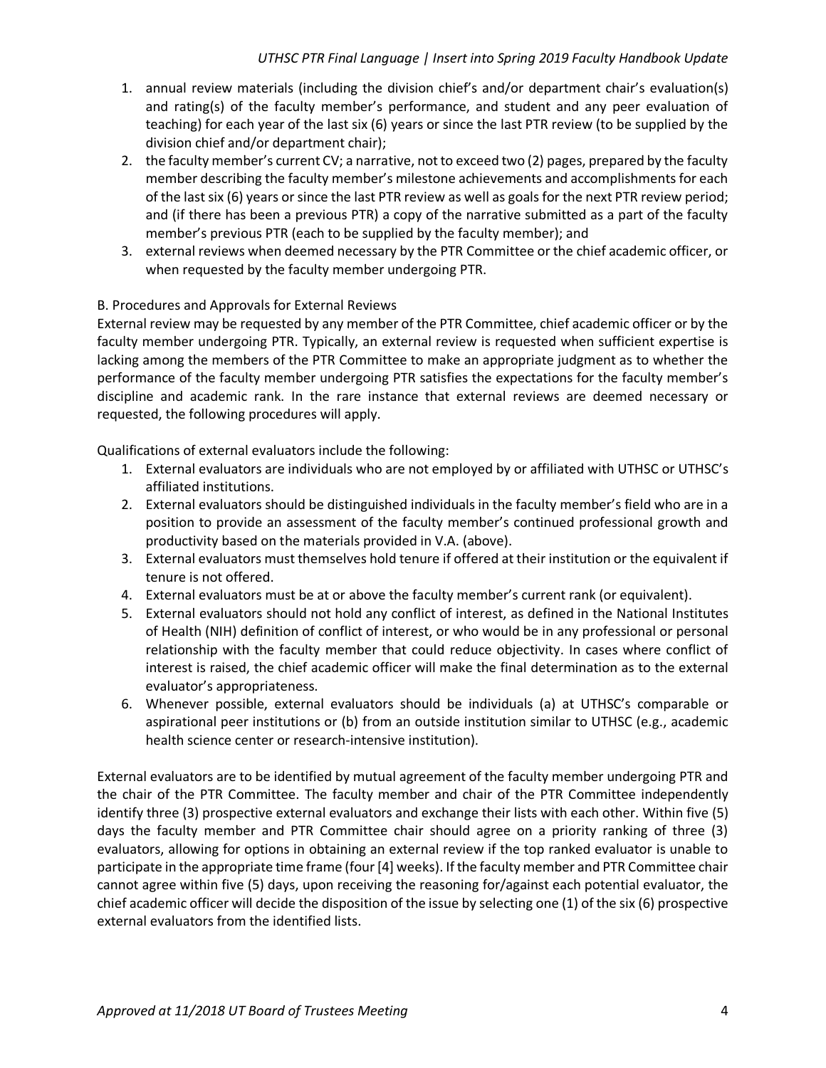1. annual review materials (including the division chief's and/or department chair's evaluation(s) and rating(s) of the faculty member's performance, and student and any peer evaluation of teaching) for each year of the last six (6) years or since the last PTR review (to be supplied by the division chief and/or department chair);
2. the faculty member's current CV; a narrative, not to exceed two (2) pages, prepared by the faculty member describing the faculty member's milestone achievements and accomplishments for each of the last six (6) years or since the last PTR review as well as goals for the next PTR review period; and (if there has been a previous PTR) a copy of the narrative submitted as a part of the faculty member's previous PTR (each to be supplied by the faculty member); and
3. external reviews when deemed necessary by the PTR Committee or the chief academic officer, or when requested by the faculty member undergoing PTR.

B. Procedures and Approvals for External Reviews

External review may be requested by any member of the PTR Committee, chief academic officer or by the faculty member undergoing PTR. Typically, an external review is requested when sufficient expertise is lacking among the members of the PTR Committee to make an appropriate judgment as to whether the performance of the faculty member undergoing PTR satisfies the expectations for the faculty member's discipline and academic rank. In the rare instance that external reviews are deemed necessary or requested, the following procedures will apply.

Qualifications of external evaluators include the following:

1. External evaluators are individuals who are not employed by or affiliated with UTHSC or UTHSC's affiliated institutions.
2. External evaluators should be distinguished individuals in the faculty member's field who are in a position to provide an assessment of the faculty member's continued professional growth and productivity based on the materials provided in V.A. (above).
3. External evaluators must themselves hold tenure if offered at their institution or the equivalent if tenure is not offered.
4. External evaluators must be at or above the faculty member's current rank (or equivalent).
5. External evaluators should not hold any conflict of interest, as defined in the National Institutes of Health (NIH) definition of conflict of interest, or who would be in any professional or personal relationship with the faculty member that could reduce objectivity. In cases where conflict of interest is raised, the chief academic officer will make the final determination as to the external evaluator's appropriateness.
6. Whenever possible, external evaluators should be individuals (a) at UTHSC's comparable or aspirational peer institutions or (b) from an outside institution similar to UTHSC (e.g., academic health science center or research-intensive institution).

External evaluators are to be identified by mutual agreement of the faculty member undergoing PTR and the chair of the PTR Committee. The faculty member and chair of the PTR Committee independently identify three (3) prospective external evaluators and exchange their lists with each other. Within five (5) days the faculty member and PTR Committee chair should agree on a priority ranking of three (3) evaluators, allowing for options in obtaining an external review if the top ranked evaluator is unable to participate in the appropriate time frame (four [4] weeks). If the faculty member and PTR Committee chair cannot agree within five (5) days, upon receiving the reasoning for/against each potential evaluator, the chief academic officer will decide the disposition of the issue by selecting one (1) of the six (6) prospective external evaluators from the identified lists.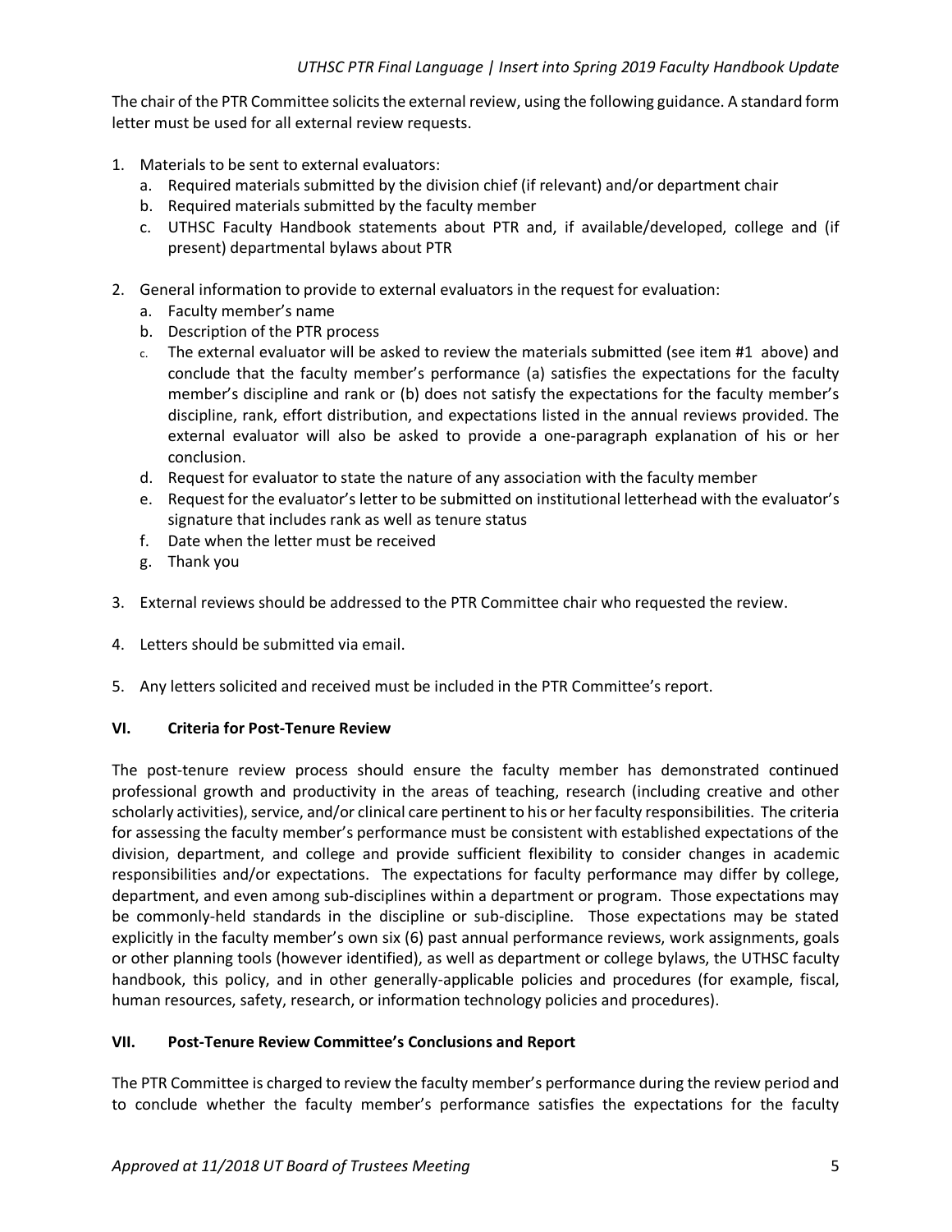The chair of the PTR Committee solicits the external review, using the following guidance. A standard form letter must be used for all external review requests.

1. Materials to be sent to external evaluators:
   a. Required materials submitted by the division chief (if relevant) and/or department chair
   b. Required materials submitted by the faculty member
   c. UTHSC Faculty Handbook statements about PTR and, if available/developed, college and (if present) departmental bylaws about PTR

2. General information to provide to external evaluators in the request for evaluation:
   a. Faculty member's name
   b. Description of the PTR process
   c. The external evaluator will be asked to review the materials submitted (see item #1 above) and conclude that the faculty member's performance (a) satisfies the expectations for the faculty member's discipline and rank or (b) does not satisfy the expectations for the faculty member's discipline, rank, effort distribution, and expectations listed in the annual reviews provided. The external evaluator will also be asked to provide a one-paragraph explanation of his or her conclusion.
   d. Request for evaluator to state the nature of any association with the faculty member
   e. Request for the evaluator's letter to be submitted on institutional letterhead with the evaluator's signature that includes rank as well as tenure status
   f. Date when the letter must be received
   g. Thank you

3. External reviews should be addressed to the PTR Committee chair who requested the review.

4. Letters should be submitted via email.

5. Any letters solicited and received must be included in the PTR Committee's report.

## VI. Criteria for Post-Tenure Review

The post-tenure review process should ensure the faculty member has demonstrated continued professional growth and productivity in the areas of teaching, research (including creative and other scholarly activities), service, and/or clinical care pertinent to his or her faculty responsibilities. The criteria for assessing the faculty member's performance must be consistent with established expectations of the division, department, and college and provide sufficient flexibility to consider changes in academic responsibilities and/or expectations. The expectations for faculty performance may differ by college, department, and even among sub-disciplines within a department or program. Those expectations may be commonly-held standards in the discipline or sub-discipline. Those expectations may be stated explicitly in the faculty member's own six (6) past annual performance reviews, work assignments, goals or other planning tools (however identified), as well as department or college bylaws, the UTHSC faculty handbook, this policy, and in other generally-applicable policies and procedures (for example, fiscal, human resources, safety, research, or information technology policies and procedures).

## VII. Post-Tenure Review Committee's Conclusions and Report

The PTR Committee is charged to review the faculty member's performance during the review period and to conclude whether the faculty member's performance satisfies the expectations for the faculty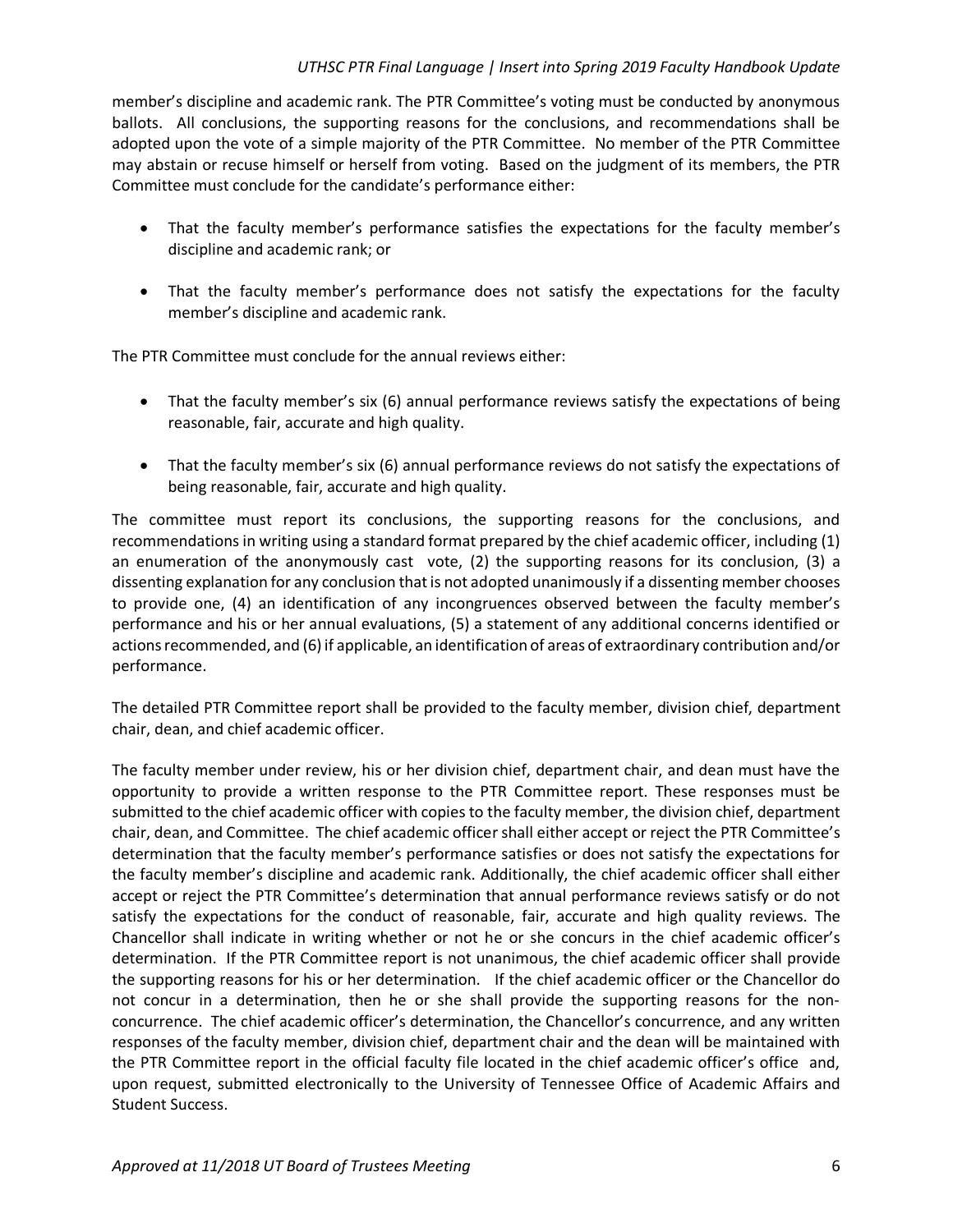member's discipline and academic rank. The PTR Committee's voting must be conducted by anonymous ballots. All conclusions, the supporting reasons for the conclusions, and recommendations shall be adopted upon the vote of a simple majority of the PTR Committee. No member of the PTR Committee may abstain or recuse himself or herself from voting. Based on the judgment of its members, the PTR Committee must conclude for the candidate's performance either:

- That the faculty member's performance satisfies the expectations for the faculty member's discipline and academic rank; or

- That the faculty member's performance does not satisfy the expectations for the faculty member's discipline and academic rank.

The PTR Committee must conclude for the annual reviews either:

- That the faculty member's six (6) annual performance reviews satisfy the expectations of being reasonable, fair, accurate and high quality.

- That the faculty member's six (6) annual performance reviews do not satisfy the expectations of being reasonable, fair, accurate and high quality.

The committee must report its conclusions, the supporting reasons for the conclusions, and recommendations in writing using a standard format prepared by the chief academic officer, including (1) an enumeration of the anonymously cast vote, (2) the supporting reasons for its conclusion, (3) a dissenting explanation for any conclusion that is not adopted unanimously if a dissenting member chooses to provide one, (4) an identification of any incongruences observed between the faculty member's performance and his or her annual evaluations, (5) a statement of any additional concerns identified or actions recommended, and (6) if applicable, an identification of areas of extraordinary contribution and/or performance.

The detailed PTR Committee report shall be provided to the faculty member, division chief, department chair, dean, and chief academic officer.

The faculty member under review, his or her division chief, department chair, and dean must have the opportunity to provide a written response to the PTR Committee report. These responses must be submitted to the chief academic officer with copies to the faculty member, the division chief, department chair, dean, and Committee. The chief academic officer shall either accept or reject the PTR Committee's determination that the faculty member's performance satisfies or does not satisfy the expectations for the faculty member's discipline and academic rank. Additionally, the chief academic officer shall either accept or reject the PTR Committee's determination that annual performance reviews satisfy or do not satisfy the expectations for the conduct of reasonable, fair, accurate and high quality reviews. The Chancellor shall indicate in writing whether or not he or she concurs in the chief academic officer's determination. If the PTR Committee report is not unanimous, the chief academic officer shall provide the supporting reasons for his or her determination. If the chief academic officer or the Chancellor do not concur in a determination, then he or she shall provide the supporting reasons for the non-concurrence. The chief academic officer's determination, the Chancellor's concurrence, and any written responses of the faculty member, division chief, department chair and the dean will be maintained with the PTR Committee report in the official faculty file located in the chief academic officer's office and, upon request, submitted electronically to the University of Tennessee Office of Academic Affairs and Student Success.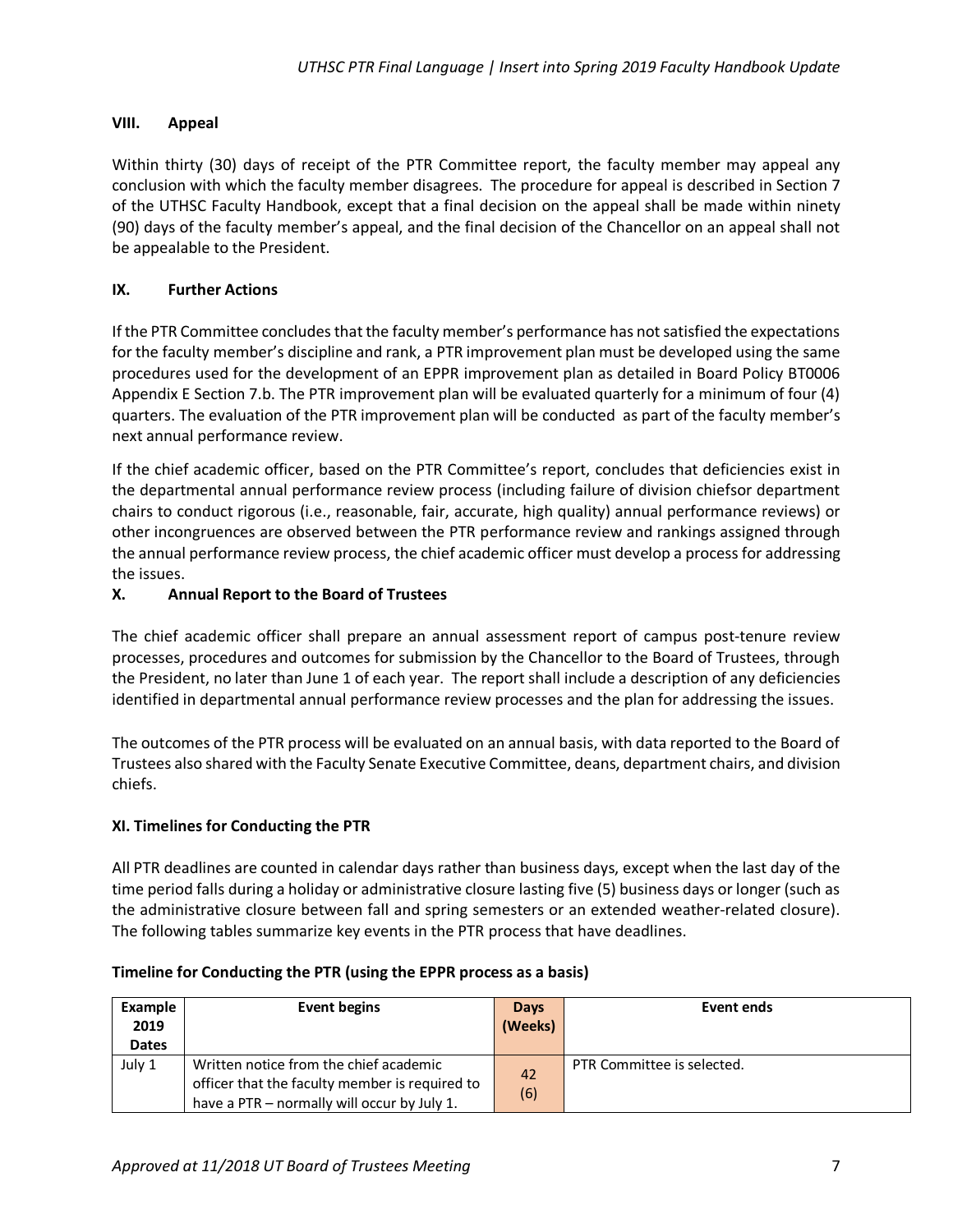### VIII. Appeal

Within thirty (30) days of receipt of the PTR Committee report, the faculty member may appeal any conclusion with which the faculty member disagrees. The procedure for appeal is described in Section 7 of the UTHSC Faculty Handbook, except that a final decision on the appeal shall be made within ninety (90) days of the faculty member's appeal, and the final decision of the Chancellor on an appeal shall not be appealable to the President.

### IX. Further Actions

If the PTR Committee concludes that the faculty member's performance has not satisfied the expectations for the faculty member's discipline and rank, a PTR improvement plan must be developed using the same procedures used for the development of an EPPR improvement plan as detailed in Board Policy BT0006 Appendix E Section 7.b. The PTR improvement plan will be evaluated quarterly for a minimum of four (4) quarters. The evaluation of the PTR improvement plan will be conducted as part of the faculty member's next annual performance review.

If the chief academic officer, based on the PTR Committee's report, concludes that deficiencies exist in the departmental annual performance review process (including failure of division chiefsor department chairs to conduct rigorous (i.e., reasonable, fair, accurate, high quality) annual performance reviews) or other incongruences are observed between the PTR performance review and rankings assigned through the annual performance review process, the chief academic officer must develop a process for addressing the issues.

### X. Annual Report to the Board of Trustees

The chief academic officer shall prepare an annual assessment report of campus post-tenure review processes, procedures and outcomes for submission by the Chancellor to the Board of Trustees, through the President, no later than June 1 of each year. The report shall include a description of any deficiencies identified in departmental annual performance review processes and the plan for addressing the issues.

The outcomes of the PTR process will be evaluated on an annual basis, with data reported to the Board of Trustees also shared with the Faculty Senate Executive Committee, deans, department chairs, and division chiefs.

### XI. Timelines for Conducting the PTR

All PTR deadlines are counted in calendar days rather than business days, except when the last day of the time period falls during a holiday or administrative closure lasting five (5) business days or longer (such as the administrative closure between fall and spring semesters or an extended weather-related closure). The following tables summarize key events in the PTR process that have deadlines.

**Timeline for Conducting the PTR (using the EPPR process as a basis)**

| Example 2019 Dates | Event begins | Days (Weeks) | Event ends |
|---|---|---|---|
| July 1 | Written notice from the chief academic officer that the faculty member is required to have a PTR – normally will occur by July 1. | 42 (6) | PTR Committee is selected. |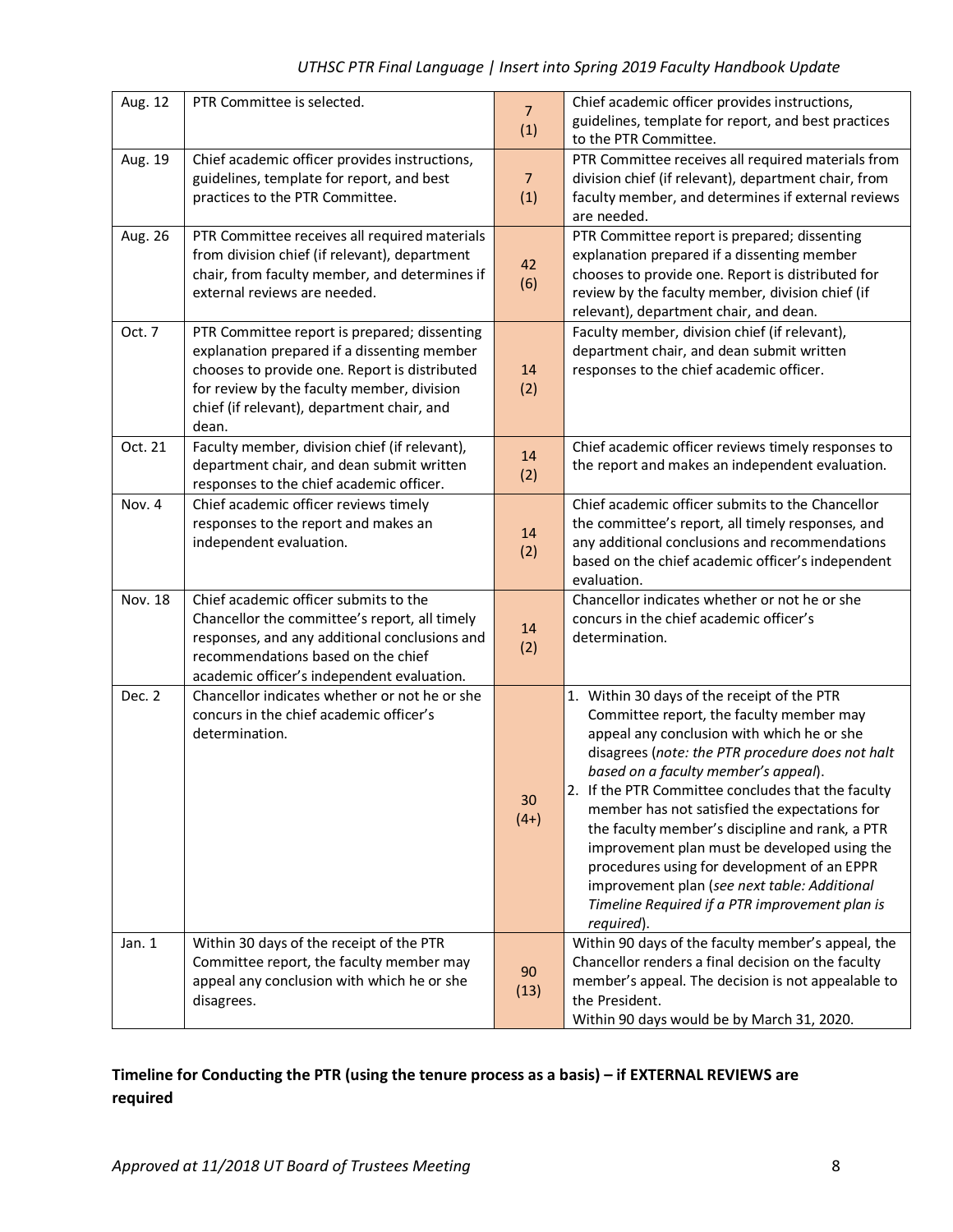| | | | |
|---|---|---|---|
| Aug. 12 | PTR Committee is selected. | 7 (1) | Chief academic officer provides instructions, guidelines, template for report, and best practices to the PTR Committee. |
| Aug. 19 | Chief academic officer provides instructions, guidelines, template for report, and best practices to the PTR Committee. | 7 (1) | PTR Committee receives all required materials from division chief (if relevant), department chair, from faculty member, and determines if external reviews are needed. |
| Aug. 26 | PTR Committee receives all required materials from division chief (if relevant), department chair, from faculty member, and determines if external reviews are needed. | 42 (6) | PTR Committee report is prepared; dissenting explanation prepared if a dissenting member chooses to provide one. Report is distributed for review by the faculty member, division chief (if relevant), department chair, and dean. |
| Oct. 7 | PTR Committee report is prepared; dissenting explanation prepared if a dissenting member chooses to provide one. Report is distributed for review by the faculty member, division chief (if relevant), department chair, and dean. | 14 (2) | Faculty member, division chief (if relevant), department chair, and dean submit written responses to the chief academic officer. |
| Oct. 21 | Faculty member, division chief (if relevant), department chair, and dean submit written responses to the chief academic officer. | 14 (2) | Chief academic officer reviews timely responses to the report and makes an independent evaluation. |
| Nov. 4 | Chief academic officer reviews timely responses to the report and makes an independent evaluation. | 14 (2) | Chief academic officer submits to the Chancellor the committee's report, all timely responses, and any additional conclusions and recommendations based on the chief academic officer's independent evaluation. |
| Nov. 18 | Chief academic officer submits to the Chancellor the committee's report, all timely responses, and any additional conclusions and recommendations based on the chief academic officer's independent evaluation. | 14 (2) | Chancellor indicates whether or not he or she concurs in the chief academic officer's determination. |
| Dec. 2 | Chancellor indicates whether or not he or she concurs in the chief academic officer's determination. | 30 (4+) | 1. Within 30 days of the receipt of the PTR Committee report, the faculty member may appeal any conclusion with which he or she disagrees (*note: the PTR procedure does not halt based on a faculty member's appeal*). 2. If the PTR Committee concludes that the faculty member has not satisfied the expectations for the faculty member's discipline and rank, a PTR improvement plan must be developed using the procedures using for development of an EPPR improvement plan (*see next table: Additional Timeline Required if a PTR improvement plan is required*). |
| Jan. 1 | Within 30 days of the receipt of the PTR Committee report, the faculty member may appeal any conclusion with which he or she disagrees. | 90 (13) | Within 90 days of the faculty member's appeal, the Chancellor renders a final decision on the faculty member's appeal. The decision is not appealable to the President. Within 90 days would be by March 31, 2020. |

**Timeline for Conducting the PTR (using the tenure process as a basis) – if EXTERNAL REVIEWS are required**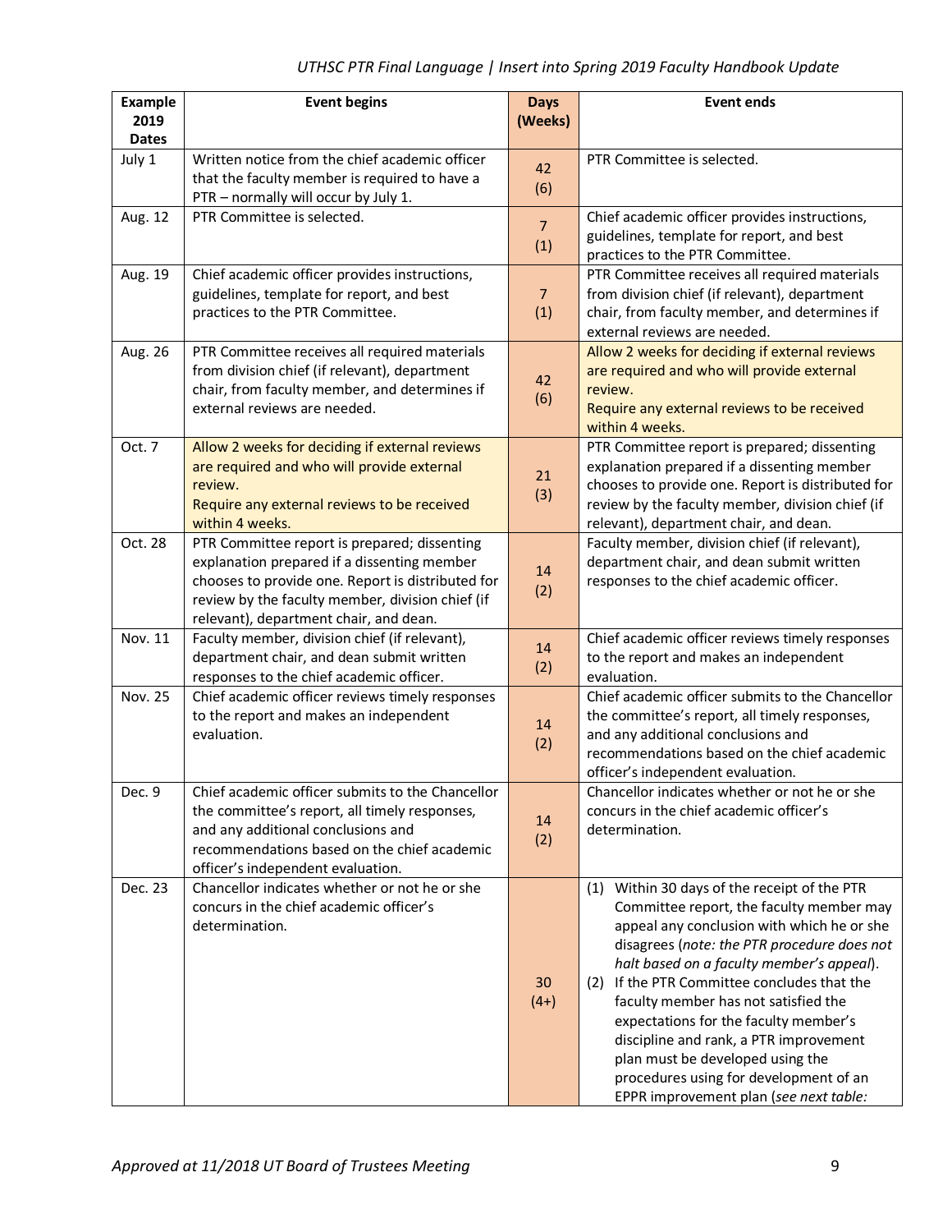| Example 2019 Dates | Event begins | Days (Weeks) | Event ends |
|---|---|---|---|
| July 1 | Written notice from the chief academic officer that the faculty member is required to have a PTR – normally will occur by July 1. | 42 (6) | PTR Committee is selected. |
| Aug. 12 | PTR Committee is selected. | 7 (1) | Chief academic officer provides instructions, guidelines, template for report, and best practices to the PTR Committee. |
| Aug. 19 | Chief academic officer provides instructions, guidelines, template for report, and best practices to the PTR Committee. | 7 (1) | PTR Committee receives all required materials from division chief (if relevant), department chair, from faculty member, and determines if external reviews are needed. |
| Aug. 26 | PTR Committee receives all required materials from division chief (if relevant), department chair, from faculty member, and determines if external reviews are needed. | 42 (6) | Allow 2 weeks for deciding if external reviews are required and who will provide external review. Require any external reviews to be received within 4 weeks. |
| Oct. 7 | Allow 2 weeks for deciding if external reviews are required and who will provide external review. Require any external reviews to be received within 4 weeks. | 21 (3) | PTR Committee report is prepared; dissenting explanation prepared if a dissenting member chooses to provide one. Report is distributed for review by the faculty member, division chief (if relevant), department chair, and dean. |
| Oct. 28 | PTR Committee report is prepared; dissenting explanation prepared if a dissenting member chooses to provide one. Report is distributed for review by the faculty member, division chief (if relevant), department chair, and dean. | 14 (2) | Faculty member, division chief (if relevant), department chair, and dean submit written responses to the chief academic officer. |
| Nov. 11 | Faculty member, division chief (if relevant), department chair, and dean submit written responses to the chief academic officer. | 14 (2) | Chief academic officer reviews timely responses to the report and makes an independent evaluation. |
| Nov. 25 | Chief academic officer reviews timely responses to the report and makes an independent evaluation. | 14 (2) | Chief academic officer submits to the Chancellor the committee's report, all timely responses, and any additional conclusions and recommendations based on the chief academic officer's independent evaluation. |
| Dec. 9 | Chief academic officer submits to the Chancellor the committee's report, all timely responses, and any additional conclusions and recommendations based on the chief academic officer's independent evaluation. | 14 (2) | Chancellor indicates whether or not he or she concurs in the chief academic officer's determination. |
| Dec. 23 | Chancellor indicates whether or not he or she concurs in the chief academic officer's determination. | 30 (4+) | (1) Within 30 days of the receipt of the PTR Committee report, the faculty member may appeal any conclusion with which he or she disagrees (*note: the PTR procedure does not halt based on a faculty member's appeal*). (2) If the PTR Committee concludes that the faculty member has not satisfied the expectations for the faculty member's discipline and rank, a PTR improvement plan must be developed using the procedures using for development of an EPPR improvement plan (*see next table:* |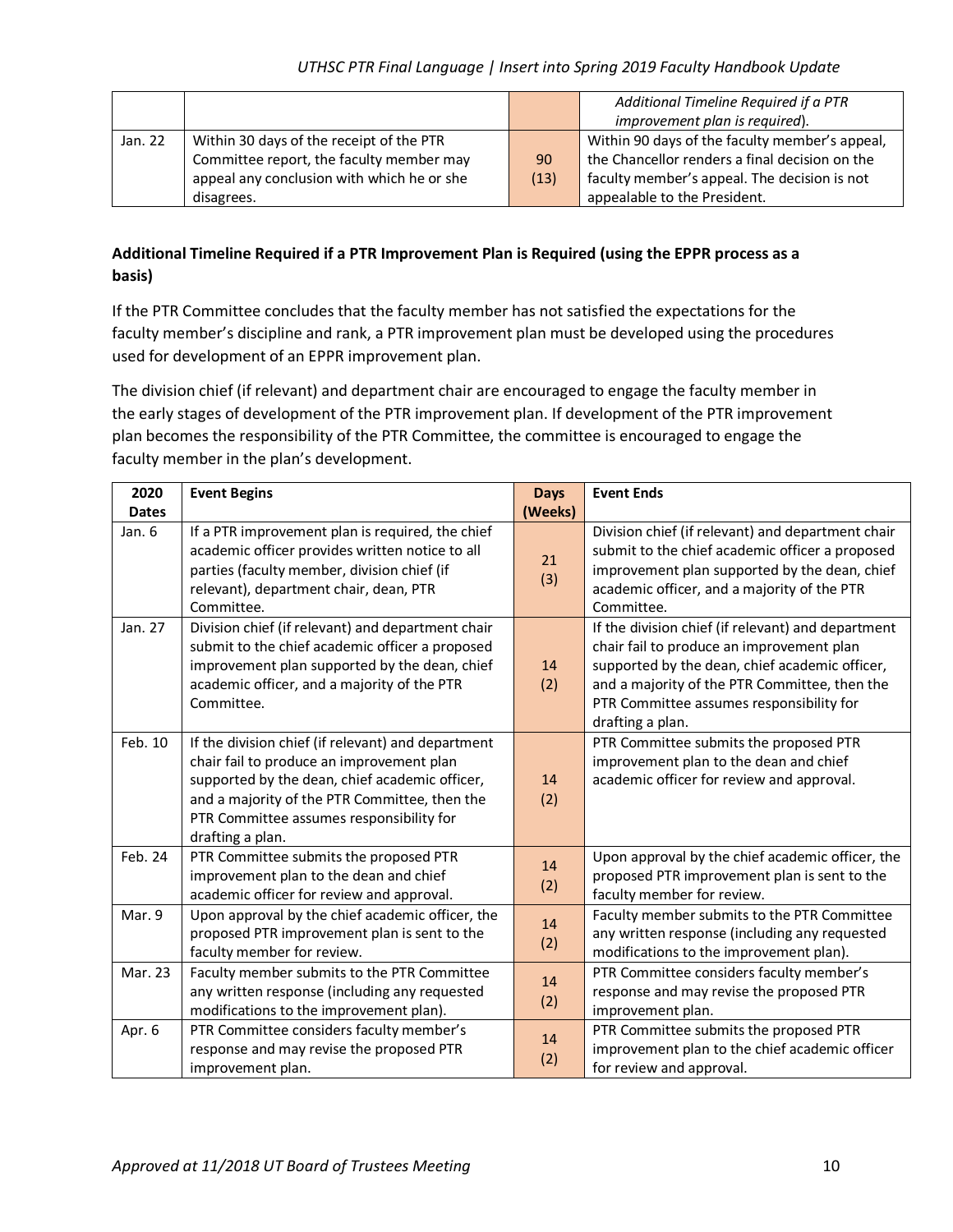| | | | *Additional Timeline Required if a PTR improvement plan is required*). |
|---|---|---|---|
| Jan. 22 | Within 30 days of the receipt of the PTR Committee report, the faculty member may appeal any conclusion with which he or she disagrees. | 90 (13) | Within 90 days of the faculty member's appeal, the Chancellor renders a final decision on the faculty member's appeal. The decision is not appealable to the President. |

**Additional Timeline Required if a PTR Improvement Plan is Required (using the EPPR process as a basis)**

If the PTR Committee concludes that the faculty member has not satisfied the expectations for the faculty member's discipline and rank, a PTR improvement plan must be developed using the procedures used for development of an EPPR improvement plan.

The division chief (if relevant) and department chair are encouraged to engage the faculty member in the early stages of development of the PTR improvement plan. If development of the PTR improvement plan becomes the responsibility of the PTR Committee, the committee is encouraged to engage the faculty member in the plan's development.

| 2020 Dates | Event Begins | Days (Weeks) | Event Ends |
|---|---|---|---|
| Jan. 6 | If a PTR improvement plan is required, the chief academic officer provides written notice to all parties (faculty member, division chief (if relevant), department chair, dean, PTR Committee. | 21 (3) | Division chief (if relevant) and department chair submit to the chief academic officer a proposed improvement plan supported by the dean, chief academic officer, and a majority of the PTR Committee. |
| Jan. 27 | Division chief (if relevant) and department chair submit to the chief academic officer a proposed improvement plan supported by the dean, chief academic officer, and a majority of the PTR Committee. | 14 (2) | If the division chief (if relevant) and department chair fail to produce an improvement plan supported by the dean, chief academic officer, and a majority of the PTR Committee, then the PTR Committee assumes responsibility for drafting a plan. |
| Feb. 10 | If the division chief (if relevant) and department chair fail to produce an improvement plan supported by the dean, chief academic officer, and a majority of the PTR Committee, then the PTR Committee assumes responsibility for drafting a plan. | 14 (2) | PTR Committee submits the proposed PTR improvement plan to the dean and chief academic officer for review and approval. |
| Feb. 24 | PTR Committee submits the proposed PTR improvement plan to the dean and chief academic officer for review and approval. | 14 (2) | Upon approval by the chief academic officer, the proposed PTR improvement plan is sent to the faculty member for review. |
| Mar. 9 | Upon approval by the chief academic officer, the proposed PTR improvement plan is sent to the faculty member for review. | 14 (2) | Faculty member submits to the PTR Committee any written response (including any requested modifications to the improvement plan). |
| Mar. 23 | Faculty member submits to the PTR Committee any written response (including any requested modifications to the improvement plan). | 14 (2) | PTR Committee considers faculty member's response and may revise the proposed PTR improvement plan. |
| Apr. 6 | PTR Committee considers faculty member's response and may revise the proposed PTR improvement plan. | 14 (2) | PTR Committee submits the proposed PTR improvement plan to the chief academic officer for review and approval. |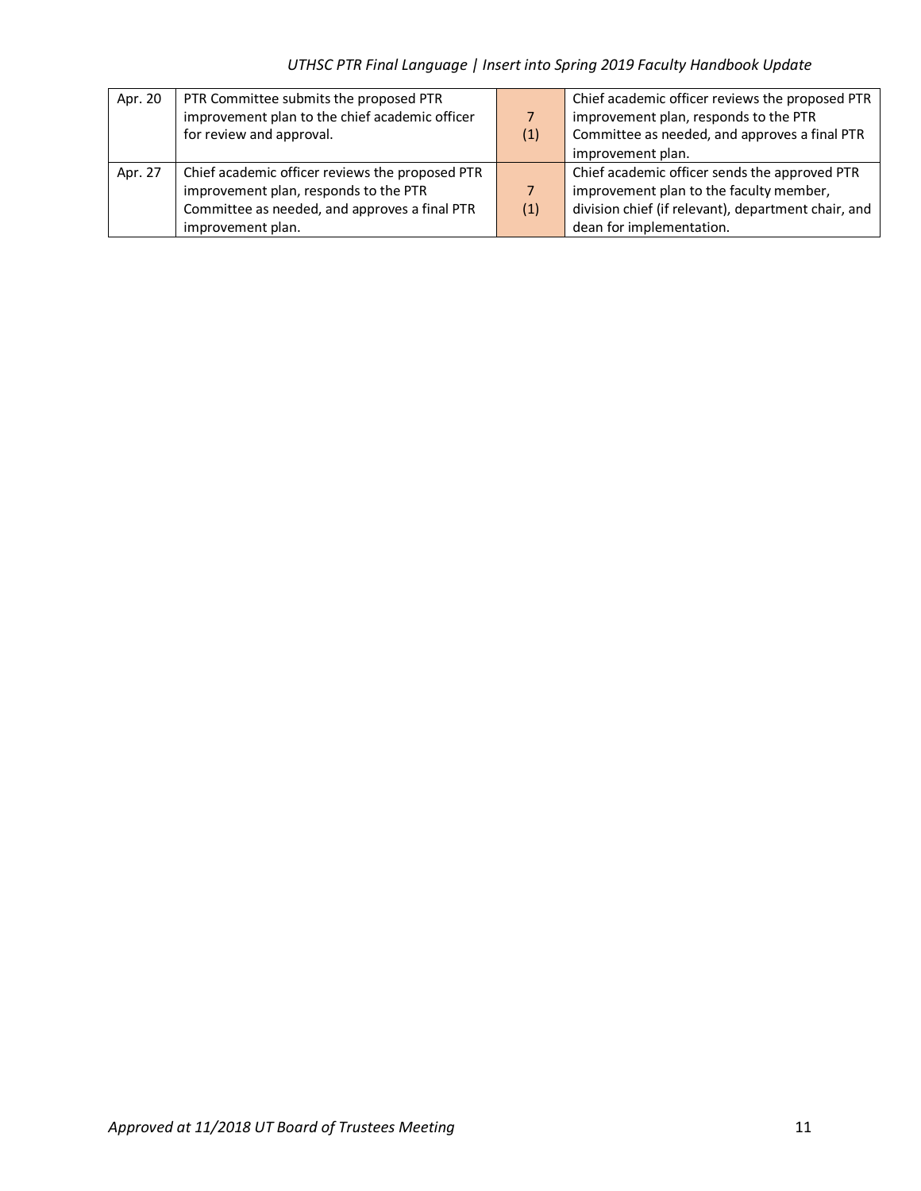| | | | |
|---|---|---|---|
| Apr. 20 | PTR Committee submits the proposed PTR improvement plan to the chief academic officer for review and approval. | 7 (1) | Chief academic officer reviews the proposed PTR improvement plan, responds to the PTR Committee as needed, and approves a final PTR improvement plan. |
| Apr. 27 | Chief academic officer reviews the proposed PTR improvement plan, responds to the PTR Committee as needed, and approves a final PTR improvement plan. | 7 (1) | Chief academic officer sends the approved PTR improvement plan to the faculty member, division chief (if relevant), department chair, and dean for implementation. |